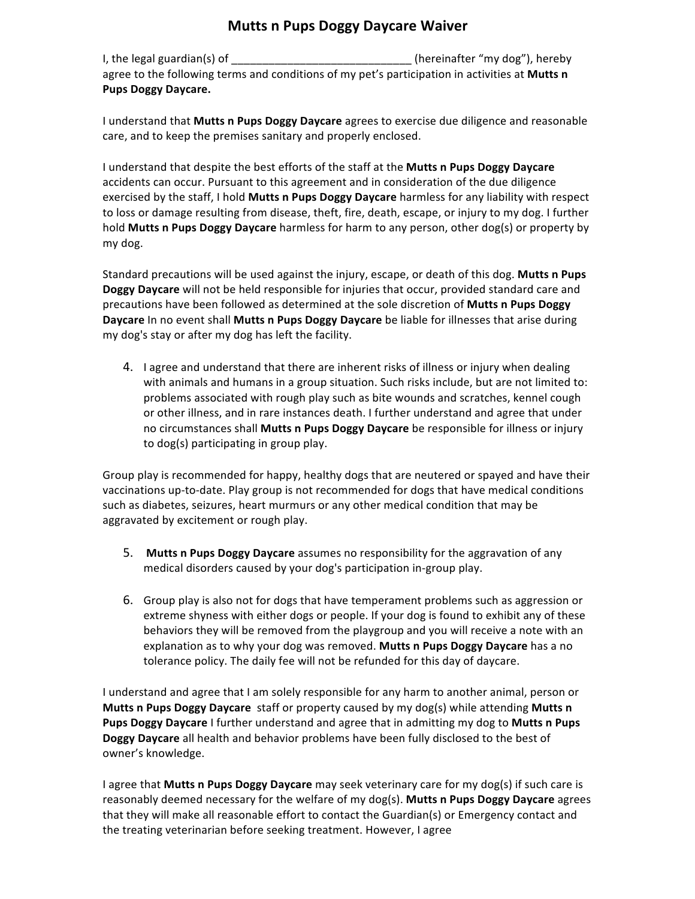# Mutts n Pups Doggy Daycare Waiver

I, the legal guardian(s) of _____________________________ (hereinafter "my dog"), hereby agree to the following terms and conditions of my pet's participation in activities at **Mutts n Pups Doggy Daycare.**

I understand that **Mutts n Pups Doggy Daycare** agrees to exercise due diligence and reasonable care, and to keep the premises sanitary and properly enclosed.

I understand that despite the best efforts of the staff at the **Mutts n Pups Doggy Daycare** accidents can occur. Pursuant to this agreement and in consideration of the due diligence exercised by the staff, I hold **Mutts n Pups Doggy Daycare** harmless for any liability with respect to loss or damage resulting from disease, theft, fire, death, escape, or injury to my dog. I further hold **Mutts n Pups Doggy Daycare** harmless for harm to any person, other dog(s) or property by my dog.

Standard precautions will be used against the injury, escape, or death of this dog. **Mutts n Pups Doggy Daycare** will not be held responsible for injuries that occur, provided standard care and precautions have been followed as determined at the sole discretion of **Mutts n Pups Doggy Daycare** In no event shall **Mutts n Pups Doggy Daycare** be liable for illnesses that arise during my dog's stay or after my dog has left the facility.

4. I agree and understand that there are inherent risks of illness or injury when dealing with animals and humans in a group situation. Such risks include, but are not limited to: problems associated with rough play such as bite wounds and scratches, kennel cough or other illness, and in rare instances death. I further understand and agree that under no circumstances shall **Mutts n Pups Doggy Daycare** be responsible for illness or injury to dog(s) participating in group play.

Group play is recommended for happy, healthy dogs that are neutered or spayed and have their vaccinations up-to-date. Play group is not recommended for dogs that have medical conditions such as diabetes, seizures, heart murmurs or any other medical condition that may be aggravated by excitement or rough play.

5. **Mutts n Pups Doggy Daycare** assumes no responsibility for the aggravation of any medical disorders caused by your dog's participation in-group play.

6. Group play is also not for dogs that have temperament problems such as aggression or extreme shyness with either dogs or people. If your dog is found to exhibit any of these behaviors they will be removed from the playgroup and you will receive a note with an explanation as to why your dog was removed. **Mutts n Pups Doggy Daycare** has a no tolerance policy. The daily fee will not be refunded for this day of daycare.

I understand and agree that I am solely responsible for any harm to another animal, person or **Mutts n Pups Doggy Daycare** staff or property caused by my dog(s) while attending **Mutts n Pups Doggy Daycare** I further understand and agree that in admitting my dog to **Mutts n Pups Doggy Daycare** all health and behavior problems have been fully disclosed to the best of owner's knowledge.

I agree that **Mutts n Pups Doggy Daycare** may seek veterinary care for my dog(s) if such care is reasonably deemed necessary for the welfare of my dog(s). **Mutts n Pups Doggy Daycare** agrees that they will make all reasonable effort to contact the Guardian(s) or Emergency contact and the treating veterinarian before seeking treatment. However, I agree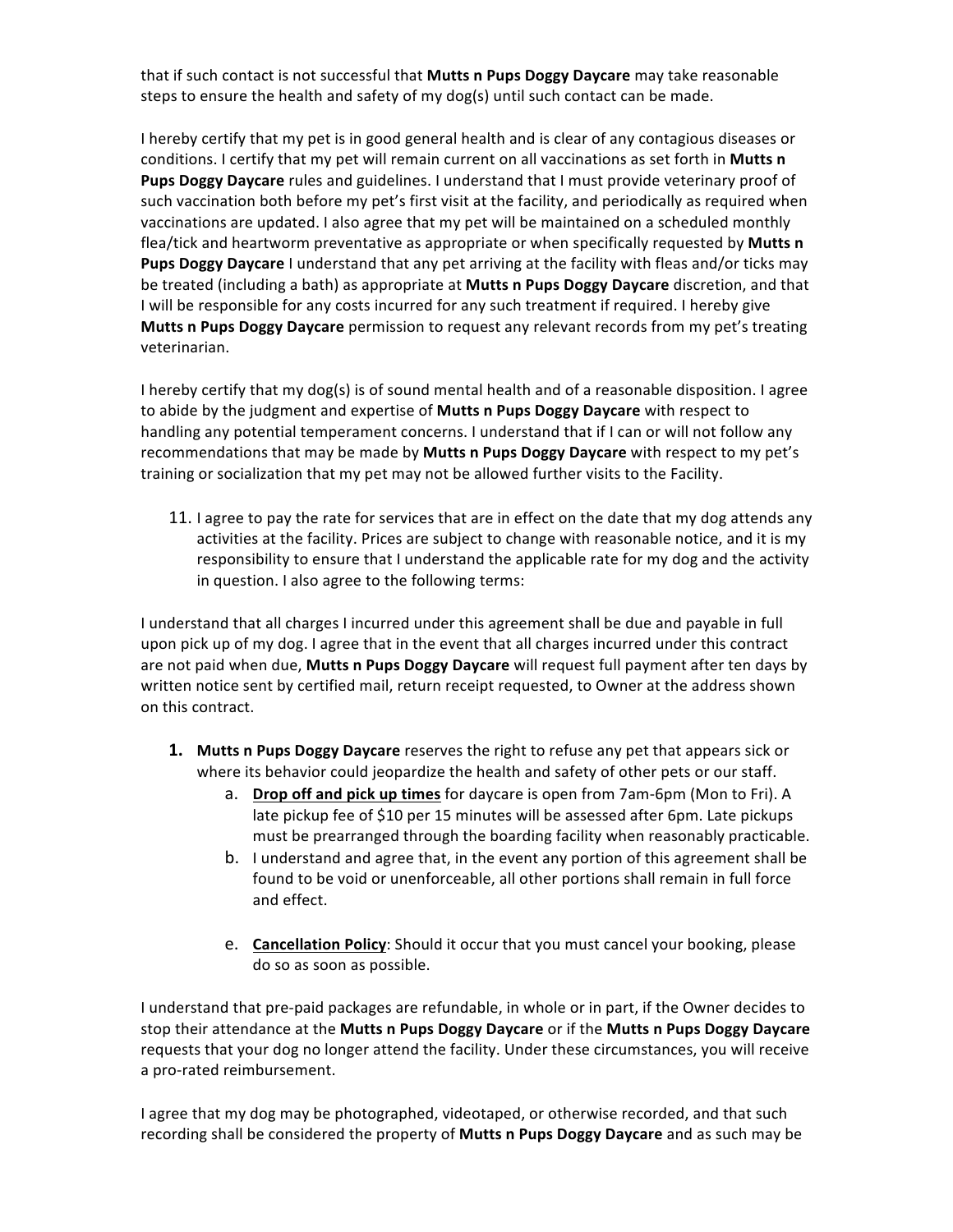that if such contact is not successful that **Mutts n Pups Doggy Daycare** may take reasonable steps to ensure the health and safety of my dog(s) until such contact can be made.

I hereby certify that my pet is in good general health and is clear of any contagious diseases or conditions. I certify that my pet will remain current on all vaccinations as set forth in **Mutts n Pups Doggy Daycare** rules and guidelines. I understand that I must provide veterinary proof of such vaccination both before my pet's first visit at the facility, and periodically as required when vaccinations are updated. I also agree that my pet will be maintained on a scheduled monthly flea/tick and heartworm preventative as appropriate or when specifically requested by **Mutts n Pups Doggy Daycare** I understand that any pet arriving at the facility with fleas and/or ticks may be treated (including a bath) as appropriate at **Mutts n Pups Doggy Daycare** discretion, and that I will be responsible for any costs incurred for any such treatment if required. I hereby give **Mutts n Pups Doggy Daycare** permission to request any relevant records from my pet's treating veterinarian.

I hereby certify that my dog(s) is of sound mental health and of a reasonable disposition. I agree to abide by the judgment and expertise of **Mutts n Pups Doggy Daycare** with respect to handling any potential temperament concerns. I understand that if I can or will not follow any recommendations that may be made by **Mutts n Pups Doggy Daycare** with respect to my pet's training or socialization that my pet may not be allowed further visits to the Facility.

11. I agree to pay the rate for services that are in effect on the date that my dog attends any activities at the facility. Prices are subject to change with reasonable notice, and it is my responsibility to ensure that I understand the applicable rate for my dog and the activity in question. I also agree to the following terms:

I understand that all charges I incurred under this agreement shall be due and payable in full upon pick up of my dog. I agree that in the event that all charges incurred under this contract are not paid when due, **Mutts n Pups Doggy Daycare** will request full payment after ten days by written notice sent by certified mail, return receipt requested, to Owner at the address shown on this contract.

1. **Mutts n Pups Doggy Daycare** reserves the right to refuse any pet that appears sick or where its behavior could jeopardize the health and safety of other pets or our staff.
   a. **<u>Drop off and pick up times</u>** for daycare is open from 7am-6pm (Mon to Fri). A late pickup fee of $10 per 15 minutes will be assessed after 6pm. Late pickups must be prearranged through the boarding facility when reasonably practicable.
   b. I understand and agree that, in the event any portion of this agreement shall be found to be void or unenforceable, all other portions shall remain in full force and effect.

   e. **<u>Cancellation Policy</u>**: Should it occur that you must cancel your booking, please do so as soon as possible.

I understand that pre-paid packages are refundable, in whole or in part, if the Owner decides to stop their attendance at the **Mutts n Pups Doggy Daycare** or if the **Mutts n Pups Doggy Daycare** requests that your dog no longer attend the facility. Under these circumstances, you will receive a pro-rated reimbursement.

I agree that my dog may be photographed, videotaped, or otherwise recorded, and that such recording shall be considered the property of **Mutts n Pups Doggy Daycare** and as such may be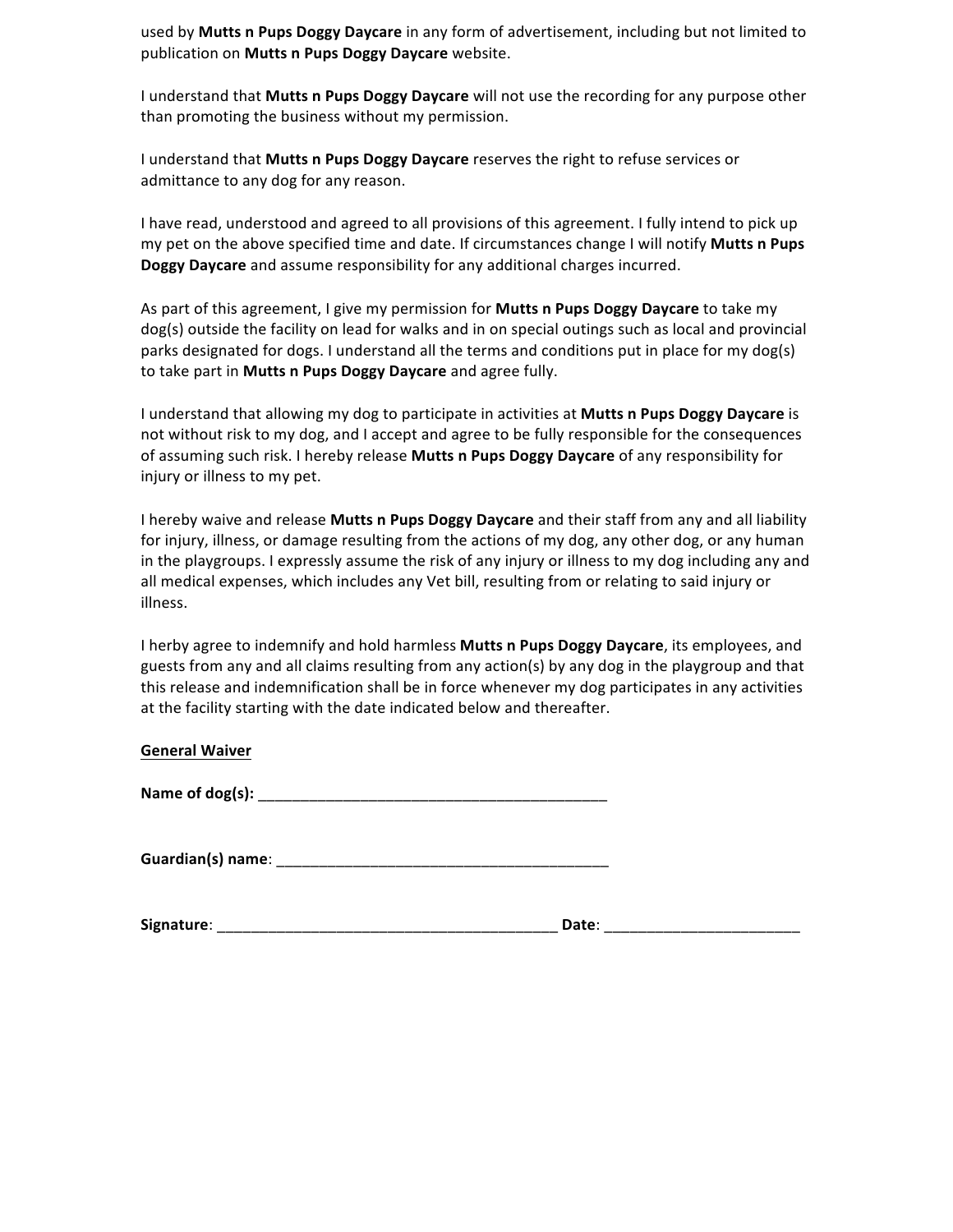used by **Mutts n Pups Doggy Daycare** in any form of advertisement, including but not limited to publication on **Mutts n Pups Doggy Daycare** website.

I understand that **Mutts n Pups Doggy Daycare** will not use the recording for any purpose other than promoting the business without my permission.

I understand that **Mutts n Pups Doggy Daycare** reserves the right to refuse services or admittance to any dog for any reason.

I have read, understood and agreed to all provisions of this agreement. I fully intend to pick up my pet on the above specified time and date. If circumstances change I will notify **Mutts n Pups Doggy Daycare** and assume responsibility for any additional charges incurred.

As part of this agreement, I give my permission for **Mutts n Pups Doggy Daycare** to take my dog(s) outside the facility on lead for walks and in on special outings such as local and provincial parks designated for dogs. I understand all the terms and conditions put in place for my dog(s) to take part in **Mutts n Pups Doggy Daycare** and agree fully.

I understand that allowing my dog to participate in activities at **Mutts n Pups Doggy Daycare** is not without risk to my dog, and I accept and agree to be fully responsible for the consequences of assuming such risk. I hereby release **Mutts n Pups Doggy Daycare** of any responsibility for injury or illness to my pet.

I hereby waive and release **Mutts n Pups Doggy Daycare** and their staff from any and all liability for injury, illness, or damage resulting from the actions of my dog, any other dog, or any human in the playgroups. I expressly assume the risk of any injury or illness to my dog including any and all medical expenses, which includes any Vet bill, resulting from or relating to said injury or illness.

I herby agree to indemnify and hold harmless **Mutts n Pups Doggy Daycare**, its employees, and guests from any and all claims resulting from any action(s) by any dog in the playgroup and that this release and indemnification shall be in force whenever my dog participates in any activities at the facility starting with the date indicated below and thereafter.

<u>**General Waiver**</u>

**Name of dog(s):** ___________________________________________

**Guardian(s) name**: ________________________________________

**Signature**: ___________________________________________ **Date**: ________________________